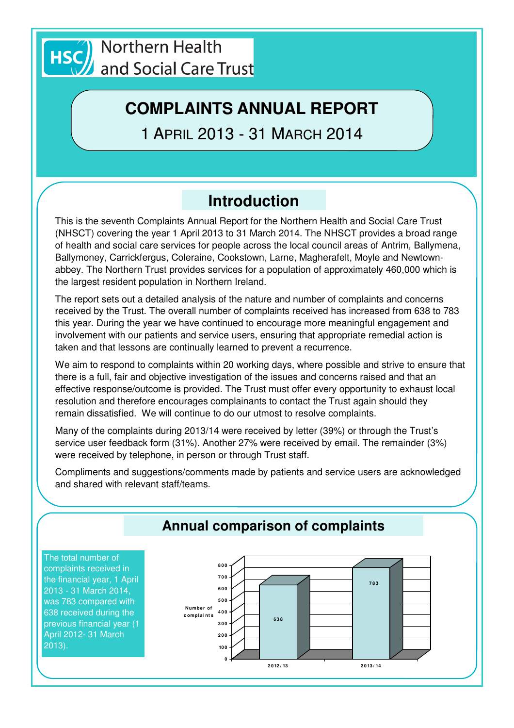Northern Health and Social Care Trust

# COMPLAINTS ANNUAL REPORT

1 APRIL 2013 - 31 MARCH 2014

## Introduction

This is the seventh Complaints Annual Report for the Northern Health and Social Care Trust (NHSCT) covering the year 1 April 2013 to 31 March 2014. The NHSCT provides a broad range of health and social care services for people across the local council areas of Antrim, Ballymena, Ballymoney, Carrickfergus, Coleraine, Cookstown, Larne, Magherafelt, Moyle and Newtown-abbey. The Northern Trust provides services for a population of approximately 460,000 which is the largest resident population in Northern Ireland.

The report sets out a detailed analysis of the nature and number of complaints and concerns received by the Trust. The overall number of complaints received has increased from 638 to 783 this year. During the year we have continued to encourage more meaningful engagement and involvement with our patients and service users, ensuring that appropriate remedial action is taken and that lessons are continually learned to prevent a recurrence.

We aim to respond to complaints within 20 working days, where possible and strive to ensure that there is a full, fair and objective investigation of the issues and concerns raised and that an effective response/outcome is provided. The Trust must offer every opportunity to exhaust local resolution and therefore encourages complainants to contact the Trust again should they remain dissatisfied. We will continue to do our utmost to resolve complaints.

Many of the complaints during 2013/14 were received by letter (39%) or through the Trust's service user feedback form (31%). Another 27% were received by email. The remainder (3%) were received by telephone, in person or through Trust staff.

Compliments and suggestions/comments made by patients and service users are acknowledged and shared with relevant staff/teams.

## Annual comparison of complaints

The total number of complaints received in the financial year, 1 April 2013 - 31 March 2014, was 783 compared with 638 received during the previous financial year (1 April 2012- 31 March 2013).

| Year | Number of complaints |
|---|---|
| 2012/13 | 638 |
| 2013/14 | 783 |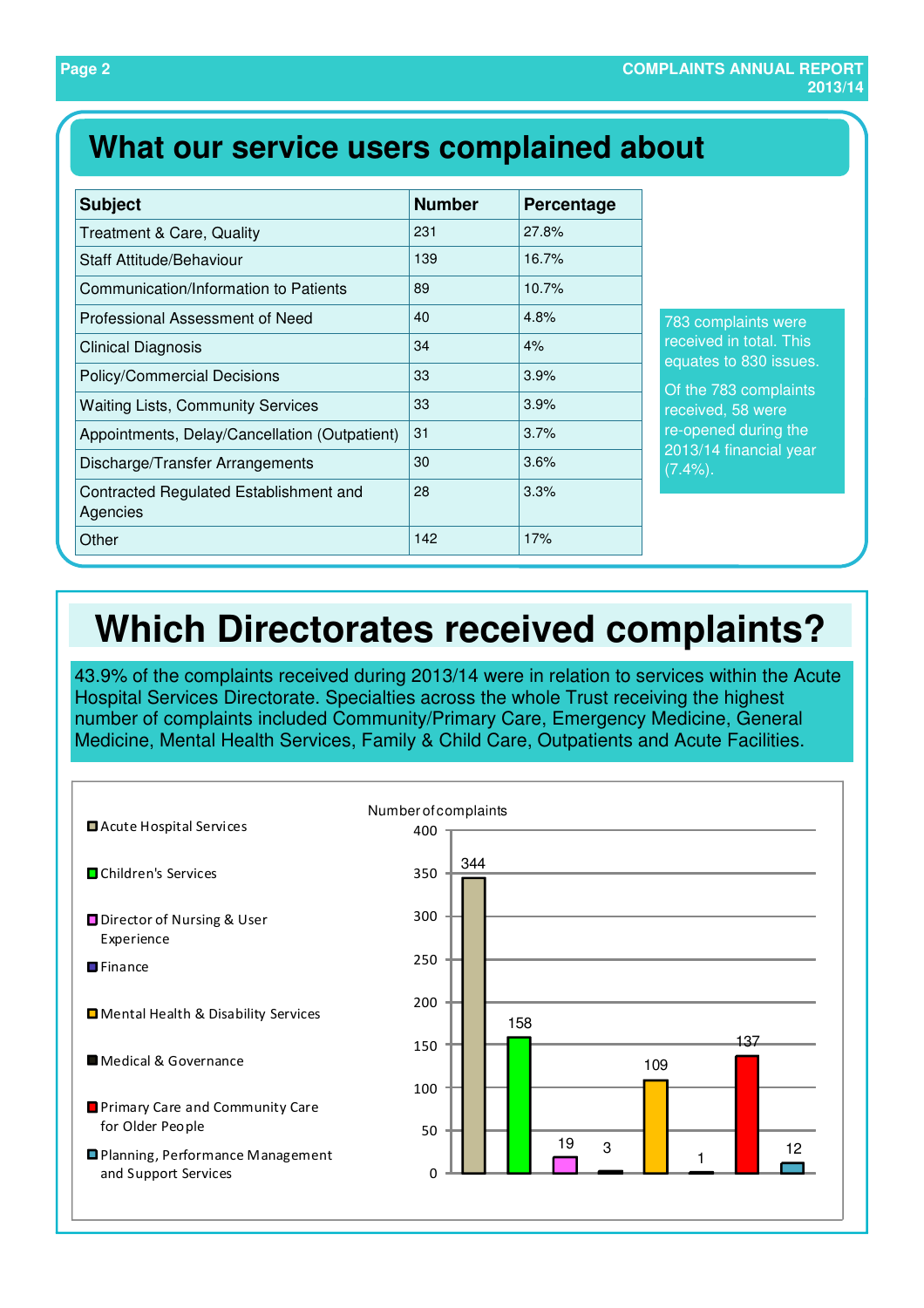# What our service users complained about

| Subject | Number | Percentage |
|---|---|---|
| Treatment & Care, Quality | 231 | 27.8% |
| Staff Attitude/Behaviour | 139 | 16.7% |
| Communication/Information to Patients | 89 | 10.7% |
| Professional Assessment of Need | 40 | 4.8% |
| Clinical Diagnosis | 34 | 4% |
| Policy/Commercial Decisions | 33 | 3.9% |
| Waiting Lists, Community Services | 33 | 3.9% |
| Appointments, Delay/Cancellation (Outpatient) | 31 | 3.7% |
| Discharge/Transfer Arrangements | 30 | 3.6% |
| Contracted Regulated Establishment and Agencies | 28 | 3.3% |
| Other | 142 | 17% |

783 complaints were received in total. This equates to 830 issues.

Of the 783 complaints received, 58 were re-opened during the 2013/14 financial year (7.4%).

# Which Directorates received complaints?

43.9% of the complaints received during 2013/14 were in relation to services within the Acute Hospital Services Directorate. Specialties across the whole Trust receiving the highest number of complaints included Community/Primary Care, Emergency Medicine, General Medicine, Mental Health Services, Family & Child Care, Outpatients and Acute Facilities.

Number of complaints

| Directorate | Number of complaints |
|---|---|
| Acute Hospital Services | 344 |
| Children's Services | 158 |
| Director of Nursing & User Experience | 19 |
| Finance | 3 |
| Mental Health & Disability Services | 109 |
| Medical & Governance | 1 |
| Primary Care and Community Care for Older People | 137 |
| Planning, Performance Management and Support Services | 12 |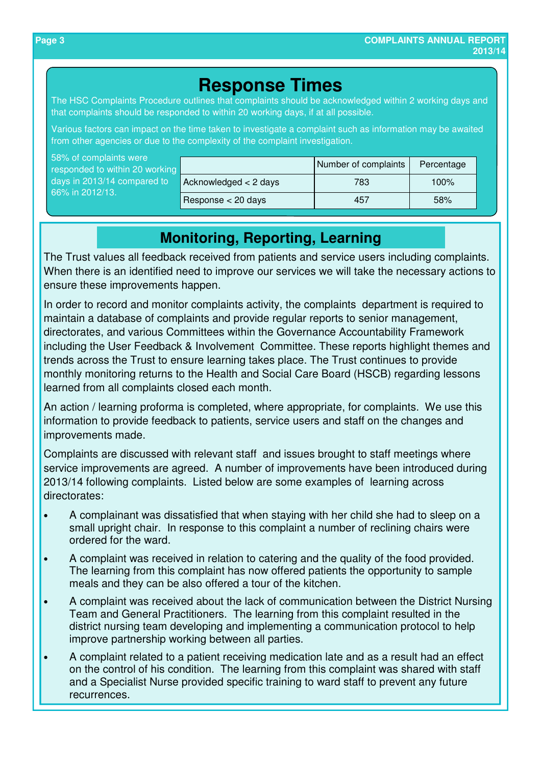## Response Times

The HSC Complaints Procedure outlines that complaints should be acknowledged within 2 working days and that complaints should be responded to within 20 working days, if at all possible.

Various factors can impact on the time taken to investigate a complaint such as information may be awaited from other agencies or due to the complexity of the complaint investigation.

58% of complaints were responded to within 20 working days in 2013/14 compared to 66% in 2012/13.

| | Number of complaints | Percentage |
|---|---|---|
| Acknowledged < 2 days | 783 | 100% |
| Response < 20 days | 457 | 58% |

## Monitoring, Reporting, Learning

The Trust values all feedback received from patients and service users including complaints. When there is an identified need to improve our services we will take the necessary actions to ensure these improvements happen.

In order to record and monitor complaints activity, the complaints department is required to maintain a database of complaints and provide regular reports to senior management, directorates, and various Committees within the Governance Accountability Framework including the User Feedback & Involvement Committee. These reports highlight themes and trends across the Trust to ensure learning takes place. The Trust continues to provide monthly monitoring returns to the Health and Social Care Board (HSCB) regarding lessons learned from all complaints closed each month.

An action / learning proforma is completed, where appropriate, for complaints. We use this information to provide feedback to patients, service users and staff on the changes and improvements made.

Complaints are discussed with relevant staff and issues brought to staff meetings where service improvements are agreed. A number of improvements have been introduced during 2013/14 following complaints. Listed below are some examples of learning across directorates:

- A complainant was dissatisfied that when staying with her child she had to sleep on a small upright chair. In response to this complaint a number of reclining chairs were ordered for the ward.
- A complaint was received in relation to catering and the quality of the food provided. The learning from this complaint has now offered patients the opportunity to sample meals and they can be also offered a tour of the kitchen.
- A complaint was received about the lack of communication between the District Nursing Team and General Practitioners. The learning from this complaint resulted in the district nursing team developing and implementing a communication protocol to help improve partnership working between all parties.
- A complaint related to a patient receiving medication late and as a result had an effect on the control of his condition. The learning from this complaint was shared with staff and a Specialist Nurse provided specific training to ward staff to prevent any future recurrences.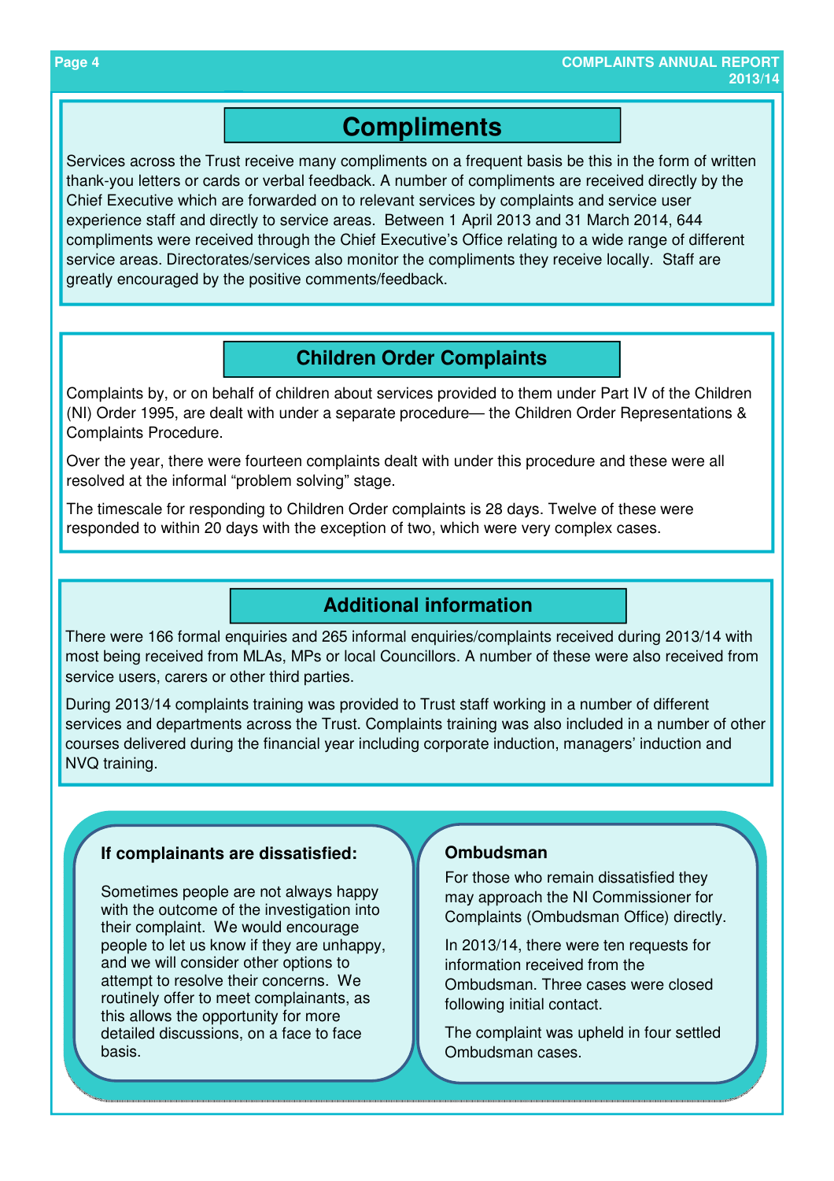## Compliments

Services across the Trust receive many compliments on a frequent basis be this in the form of written thank-you letters or cards or verbal feedback. A number of compliments are received directly by the Chief Executive which are forwarded on to relevant services by complaints and service user experience staff and directly to service areas. Between 1 April 2013 and 31 March 2014, 644 compliments were received through the Chief Executive's Office relating to a wide range of different service areas. Directorates/services also monitor the compliments they receive locally. Staff are greatly encouraged by the positive comments/feedback.

## Children Order Complaints

Complaints by, or on behalf of children about services provided to them under Part IV of the Children (NI) Order 1995, are dealt with under a separate procedure— the Children Order Representations & Complaints Procedure.

Over the year, there were fourteen complaints dealt with under this procedure and these were all resolved at the informal "problem solving" stage.

The timescale for responding to Children Order complaints is 28 days. Twelve of these were responded to within 20 days with the exception of two, which were very complex cases.

## Additional information

There were 166 formal enquiries and 265 informal enquiries/complaints received during 2013/14 with most being received from MLAs, MPs or local Councillors. A number of these were also received from service users, carers or other third parties.

During 2013/14 complaints training was provided to Trust staff working in a number of different services and departments across the Trust. Complaints training was also included in a number of other courses delivered during the financial year including corporate induction, managers' induction and NVQ training.

### If complainants are dissatisfied:

Sometimes people are not always happy with the outcome of the investigation into their complaint. We would encourage people to let us know if they are unhappy, and we will consider other options to attempt to resolve their concerns. We routinely offer to meet complainants, as this allows the opportunity for more detailed discussions, on a face to face basis.

### Ombudsman

For those who remain dissatisfied they may approach the NI Commissioner for Complaints (Ombudsman Office) directly.

In 2013/14, there were ten requests for information received from the Ombudsman. Three cases were closed following initial contact.

The complaint was upheld in four settled Ombudsman cases.